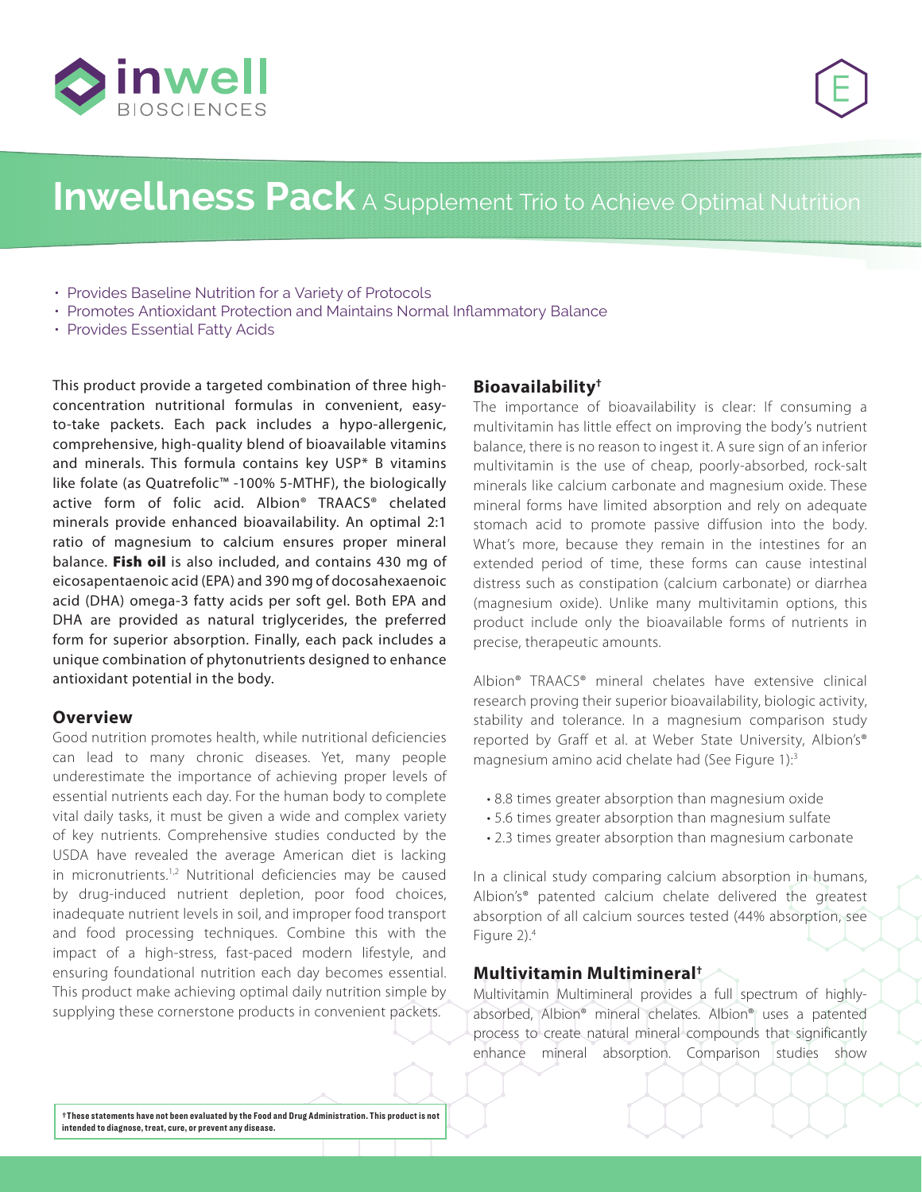# Inwellness Pack A Supplement Trio to Achieve Optimal Nutrition

- Provides Baseline Nutrition for a Variety of Protocols
- Promotes Antioxidant Protection and Maintains Normal Inflammatory Balance
- Provides Essential Fatty Acids

This product provide a targeted combination of three high-concentration nutritional formulas in convenient, easy-to-take packets. Each pack includes a hypo-allergenic, comprehensive, high-quality blend of bioavailable vitamins and minerals. This formula contains key USP* B vitamins like folate (as Quatrefolic™ -100% 5-MTHF), the biologically active form of folic acid. Albion® TRAACS® chelated minerals provide enhanced bioavailability. An optimal 2:1 ratio of magnesium to calcium ensures proper mineral balance. **Fish oil** is also included, and contains 430 mg of eicosapentaenoic acid (EPA) and 390 mg of docosahexaenoic acid (DHA) omega-3 fatty acids per soft gel. Both EPA and DHA are provided as natural triglycerides, the preferred form for superior absorption. Finally, each pack includes a unique combination of phytonutrients designed to enhance antioxidant potential in the body.

## Overview

Good nutrition promotes health, while nutritional deficiencies can lead to many chronic diseases. Yet, many people underestimate the importance of achieving proper levels of essential nutrients each day. For the human body to complete vital daily tasks, it must be given a wide and complex variety of key nutrients. Comprehensive studies conducted by the USDA have revealed the average American diet is lacking in micronutrients.[1,2] Nutritional deficiencies may be caused by drug-induced nutrient depletion, poor food choices, inadequate nutrient levels in soil, and improper food transport and food processing techniques. Combine this with the impact of a high-stress, fast-paced modern lifestyle, and ensuring foundational nutrition each day becomes essential. This product make achieving optimal daily nutrition simple by supplying these cornerstone products in convenient packets.

## Bioavailability†

The importance of bioavailability is clear: If consuming a multivitamin has little effect on improving the body's nutrient balance, there is no reason to ingest it. A sure sign of an inferior multivitamin is the use of cheap, poorly-absorbed, rock-salt minerals like calcium carbonate and magnesium oxide. These mineral forms have limited absorption and rely on adequate stomach acid to promote passive diffusion into the body. What's more, because they remain in the intestines for an extended period of time, these forms can cause intestinal distress such as constipation (calcium carbonate) or diarrhea (magnesium oxide). Unlike many multivitamin options, this product include only the bioavailable forms of nutrients in precise, therapeutic amounts.

Albion® TRAACS® mineral chelates have extensive clinical research proving their superior bioavailability, biologic activity, stability and tolerance. In a magnesium comparison study reported by Graff et al. at Weber State University, Albion's® magnesium amino acid chelate had (See Figure 1):[3]

- 8.8 times greater absorption than magnesium oxide
- 5.6 times greater absorption than magnesium sulfate
- 2.3 times greater absorption than magnesium carbonate

In a clinical study comparing calcium absorption in humans, Albion's® patented calcium chelate delivered the greatest absorption of all calcium sources tested (44% absorption, see Figure 2).[4]

## Multivitamin Multimineral†

Multivitamin Multimineral provides a full spectrum of highly-absorbed, Albion® mineral chelates. Albion® uses a patented process to create natural mineral compounds that significantly enhance mineral absorption. Comparison studies show

**†These statements have not been evaluated by the Food and Drug Administration. This product is not intended to diagnose, treat, cure, or prevent any disease.**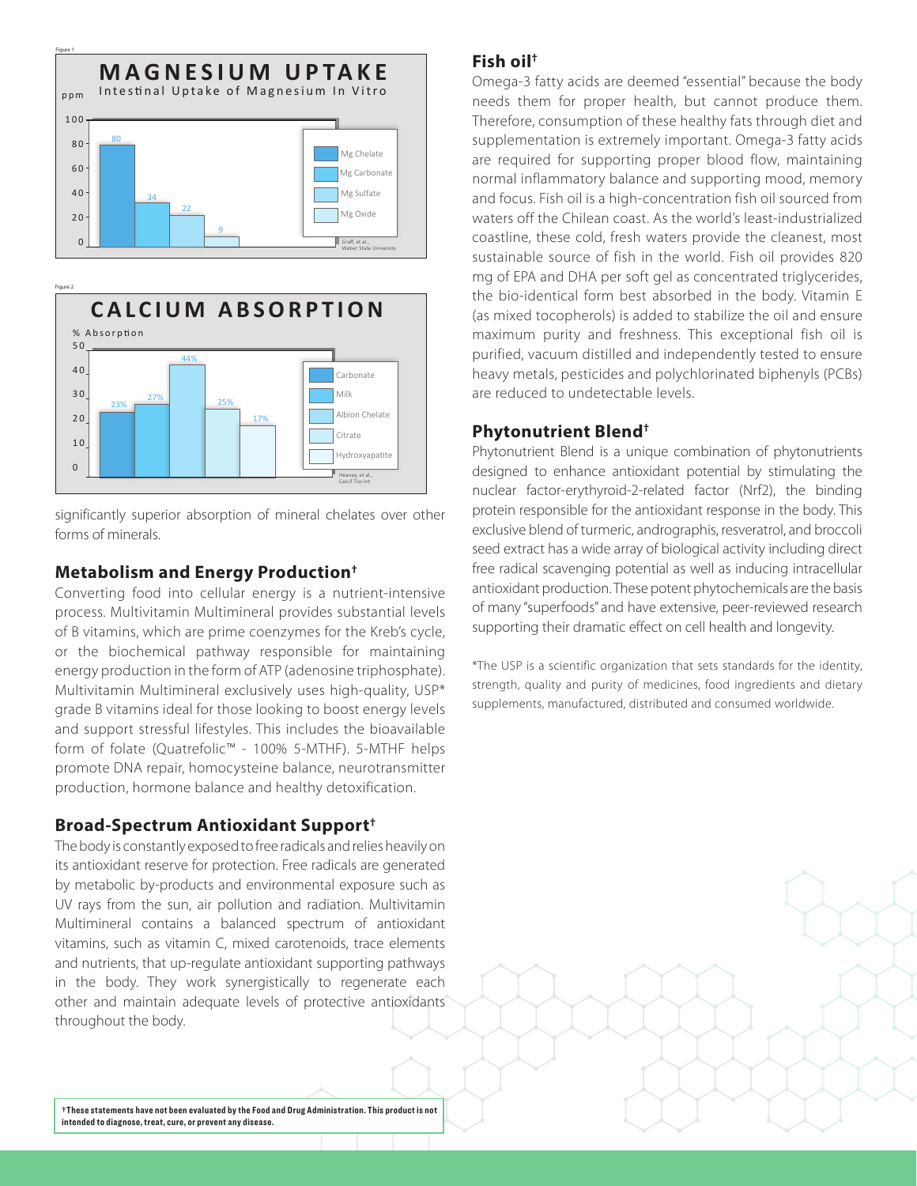Figure 1

**MAGNESIUM UPTAKE**

Intestinal Uptake of Magnesium In Vitro

| Form | ppm |
| --- | --- |
| Mg Chelate | 80 |
| Mg Carbonate | 34 |
| Mg Sulfate | 22 |
| Mg Oxide | 9 |

Graff, et al., Weber State University

Figure 2

**CALCIUM ABSORPTION**

| Form | % Absorption |
| --- | --- |
| Carbonate | 23% |
| Milk | 27% |
| Albion Chelate | 44% |
| Citrate | 25% |
| Hydroxyapatite | 17% |

Heaney, et al., Calcif Tiss Int

significantly superior absorption of mineral chelates over other forms of minerals.

## Metabolism and Energy Production†

Converting food into cellular energy is a nutrient-intensive process. Multivitamin Multimineral provides substantial levels of B vitamins, which are prime coenzymes for the Kreb's cycle, or the biochemical pathway responsible for maintaining energy production in the form of ATP (adenosine triphosphate). Multivitamin Multimineral exclusively uses high-quality, USP* grade B vitamins ideal for those looking to boost energy levels and support stressful lifestyles. This includes the bioavailable form of folate (Quatrefolic™ - 100% 5-MTHF). 5-MTHF helps promote DNA repair, homocysteine balance, neurotransmitter production, hormone balance and healthy detoxification.

## Broad-Spectrum Antioxidant Support†

The body is constantly exposed to free radicals and relies heavily on its antioxidant reserve for protection. Free radicals are generated by metabolic by-products and environmental exposure such as UV rays from the sun, air pollution and radiation. Multivitamin Multimineral contains a balanced spectrum of antioxidant vitamins, such as vitamin C, mixed carotenoids, trace elements and nutrients, that up-regulate antioxidant supporting pathways in the body. They work synergistically to regenerate each other and maintain adequate levels of protective antioxidants throughout the body.

## Fish oil†

Omega-3 fatty acids are deemed "essential" because the body needs them for proper health, but cannot produce them. Therefore, consumption of these healthy fats through diet and supplementation is extremely important. Omega-3 fatty acids are required for supporting proper blood flow, maintaining normal inflammatory balance and supporting mood, memory and focus. Fish oil is a high-concentration fish oil sourced from waters off the Chilean coast. As the world's least-industrialized coastline, these cold, fresh waters provide the cleanest, most sustainable source of fish in the world. Fish oil provides 820 mg of EPA and DHA per soft gel as concentrated triglycerides, the bio-identical form best absorbed in the body. Vitamin E (as mixed tocopherols) is added to stabilize the oil and ensure maximum purity and freshness. This exceptional fish oil is purified, vacuum distilled and independently tested to ensure heavy metals, pesticides and polychlorinated biphenyls (PCBs) are reduced to undetectable levels.

## Phytonutrient Blend†

Phytonutrient Blend is a unique combination of phytonutrients designed to enhance antioxidant potential by stimulating the nuclear factor-erythyroid-2-related factor (Nrf2), the binding protein responsible for the antioxidant response in the body. This exclusive blend of turmeric, andrographis, resveratrol, and broccoli seed extract has a wide array of biological activity including direct free radical scavenging potential as well as inducing intracellular antioxidant production. These potent phytochemicals are the basis of many "superfoods" and have extensive, peer-reviewed research supporting their dramatic effect on cell health and longevity.

*The USP is a scientific organization that sets standards for the identity, strength, quality and purity of medicines, food ingredients and dietary supplements, manufactured, distributed and consumed worldwide.

**†These statements have not been evaluated by the Food and Drug Administration. This product is not intended to diagnose, treat, cure, or prevent any disease.**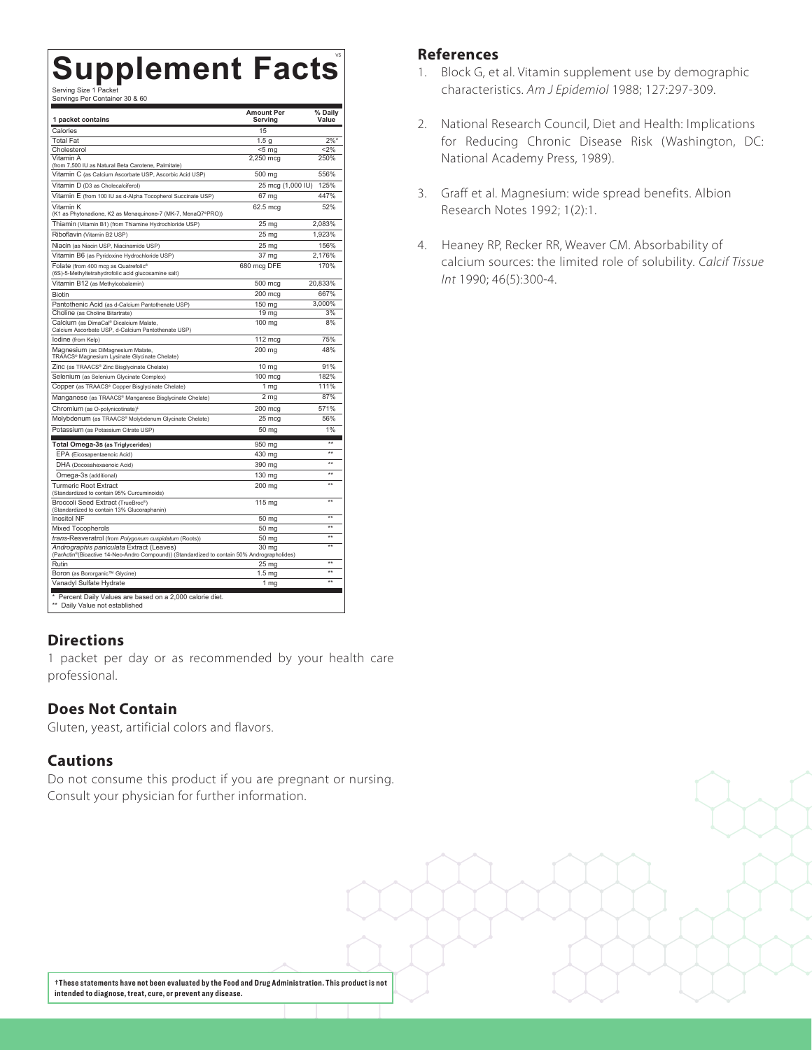# Supplement Facts

Serving Size 1 Packet
Servings Per Container 30 & 60

| 1 packet contains | Amount Per Serving | % Daily Value |
|---|---|---|
| Calories | 15 | |
| Total Fat | 1.5 g | 2%* |
| Cholesterol | <5 mg | <2% |
| Vitamin A (from 7,500 IU as Natural Beta Carotene, Palmitate) | 2,250 mcg | 250% |
| Vitamin C (as Calcium Ascorbate USP, Ascorbic Acid USP) | 500 mg | 556% |
| Vitamin D (D3 as Cholecalciferol) | 25 mcg (1,000 IU) | 125% |
| Vitamin E (from 100 IU as d-Alpha Tocopherol Succinate USP) | 67 mg | 447% |
| Vitamin K (K1 as Phytonadione, K2 as Menaquinone-7 (MK-7, MenaQ7®PRO)) | 62.5 mcg | 52% |
| Thiamin (Vitamin B1) (from Thiamine Hydrochloride USP) | 25 mg | 2,083% |
| Riboflavin (Vitamin B2 USP) | 25 mg | 1,923% |
| Niacin (as Niacin USP, Niacinamide USP) | 25 mg | 156% |
| Vitamin B6 (as Pyridoxine Hydrochloride USP) | 37 mg | 2,176% |
| Folate (from 400 mcg as Quatrefolic® (6S)-5-Methyltetrahydrofolic acid glucosamine salt) | 680 mcg DFE | 170% |
| Vitamin B12 (as Methylcobalamin) | 500 mcg | 20,833% |
| Biotin | 200 mcg | 667% |
| Pantothenic Acid (as d-Calcium Pantothenate USP) | 150 mg | 3,000% |
| Choline (as Choline Bitartrate) | 19 mg | 3% |
| Calcium (as DimaCal® Dicalcium Malate, Calcium Ascorbate USP, d-Calcium Pantothenate USP) | 100 mg | 8% |
| Iodine (from Kelp) | 112 mcg | 75% |
| Magnesium (as DiMagnesium Malate, TRAACS® Magnesium Lysinate Glycinate Chelate) | 200 mg | 48% |
| Zinc (as TRAACS® Zinc Bisglycinate Chelate) | 10 mg | 91% |
| Selenium (as Selenium Glycinate Complex) | 100 mcg | 182% |
| Copper (as TRAACS® Copper Bisglycinate Chelate) | 1 mg | 111% |
| Manganese (as TRAACS® Manganese Bisglycinate Chelate) | 2 mg | 87% |
| Chromium (as O-polynicotinate)‡ | 200 mcg | 571% |
| Molybdenum (as TRAACS® Molybdenum Glycinate Chelate) | 25 mcg | 56% |
| Potassium (as Potassium Citrate USP) | 50 mg | 1% |
| **Total Omega-3s (as Triglycerides)** | 950 mg | ** |
| EPA (Eicosapentaenoic Acid) | 430 mg | ** |
| DHA (Docosahexaenoic Acid) | 390 mg | ** |
| Omega-3s (additional) | 130 mg | ** |
| Turmeric Root Extract (Standardized to contain 95% Curcuminoids) | 200 mg | ** |
| Broccoli Seed Extract (TrueBroc®) (Standardized to contain 13% Glucoraphanin) | 115 mg | ** |
| Inositol NF | 50 mg | ** |
| Mixed Tocopherols | 50 mg | ** |
| *trans*-Resveratrol (from *Polygonum cuspidatum* (Roots)) | 50 mg | ** |
| *Andrographis paniculata* Extract (Leaves) (ParActin®(Bioactive 14-Neo-Andro Compound)) (Standardized to contain 50% Andrographolides) | 30 mg | ** |
| Rutin | 25 mg | ** |
| Boron (as Bororganic™ Glycine) | 1.5 mg | ** |
| Vanadyl Sulfate Hydrate | 1 mg | ** |

\* Percent Daily Values are based on a 2,000 calorie diet.
** Daily Value not established

## Directions

1 packet per day or as recommended by your health care professional.

## Does Not Contain

Gluten, yeast, artificial colors and flavors.

## Cautions

Do not consume this product if you are pregnant or nursing. Consult your physician for further information.

## References

1. Block G, et al. Vitamin supplement use by demographic characteristics. *Am J Epidemiol* 1988; 127:297-309.
2. National Research Council, Diet and Health: Implications for Reducing Chronic Disease Risk (Washington, DC: National Academy Press, 1989).
3. Graff et al. Magnesium: wide spread benefits. Albion Research Notes 1992; 1(2):1.
4. Heaney RP, Recker RR, Weaver CM. Absorbability of calcium sources: the limited role of solubility. *Calcif Tissue Int* 1990; 46(5):300-4.

**†These statements have not been evaluated by the Food and Drug Administration. This product is not intended to diagnose, treat, cure, or prevent any disease.**